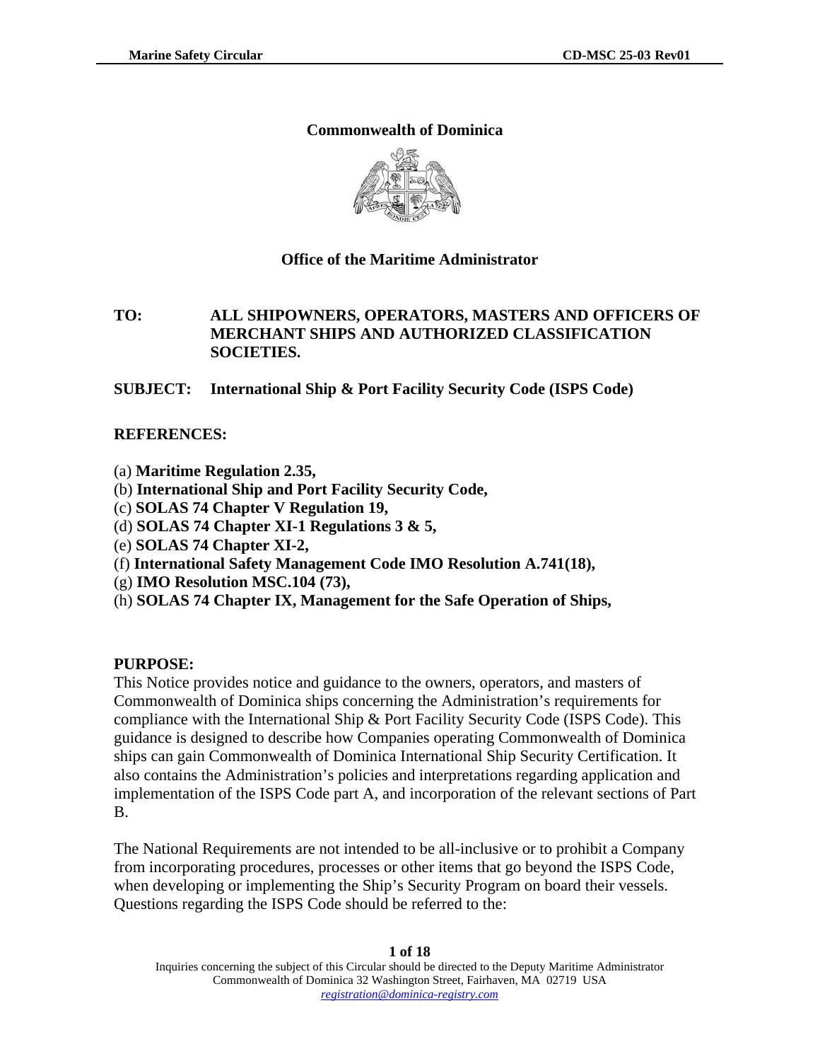**Commonwealth of Dominica**

**Office of the Maritime Administrator**

**TO:** **ALL SHIPOWNERS, OPERATORS, MASTERS AND OFFICERS OF MERCHANT SHIPS AND AUTHORIZED CLASSIFICATION SOCIETIES.**

**SUBJECT:** **International Ship & Port Facility Security Code (ISPS Code)**

**REFERENCES:**

(a) **Maritime Regulation 2.35,**
(b) **International Ship and Port Facility Security Code,**
(c) **SOLAS 74 Chapter V Regulation 19,**
(d) **SOLAS 74 Chapter XI-1 Regulations 3 & 5,**
(e) **SOLAS 74 Chapter XI-2,**
(f) **International Safety Management Code IMO Resolution A.741(18),**
(g) **IMO Resolution MSC.104 (73),**
(h) **SOLAS 74 Chapter IX, Management for the Safe Operation of Ships,**

**PURPOSE:**

This Notice provides notice and guidance to the owners, operators, and masters of Commonwealth of Dominica ships concerning the Administration's requirements for compliance with the International Ship & Port Facility Security Code (ISPS Code). This guidance is designed to describe how Companies operating Commonwealth of Dominica ships can gain Commonwealth of Dominica International Ship Security Certification. It also contains the Administration's policies and interpretations regarding application and implementation of the ISPS Code part A, and incorporation of the relevant sections of Part B.

The National Requirements are not intended to be all-inclusive or to prohibit a Company from incorporating procedures, processes or other items that go beyond the ISPS Code, when developing or implementing the Ship's Security Program on board their vessels. Questions regarding the ISPS Code should be referred to the: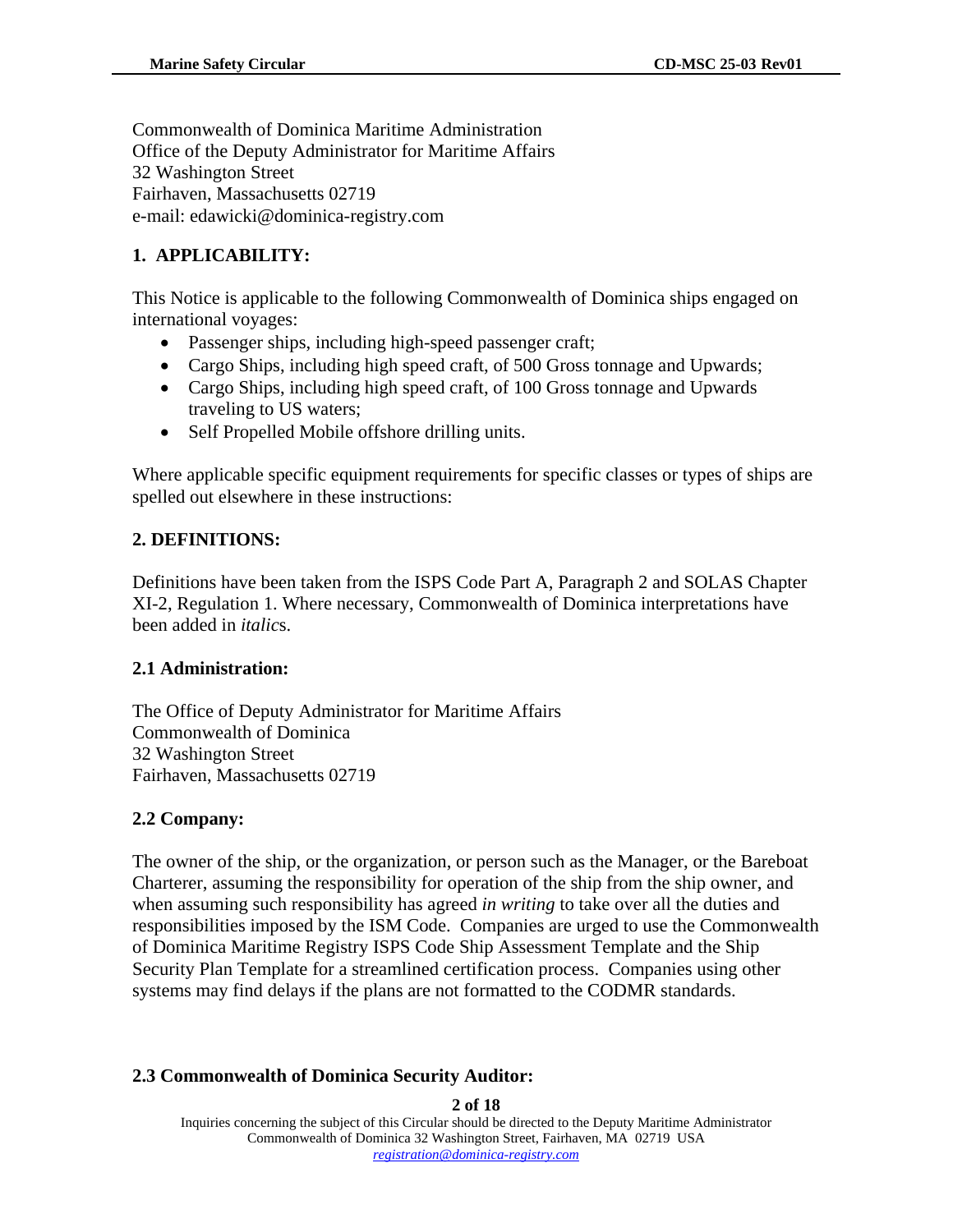Commonwealth of Dominica Maritime Administration
Office of the Deputy Administrator for Maritime Affairs
32 Washington Street
Fairhaven, Massachusetts 02719
e-mail: edawicki@dominica-registry.com

## 1. APPLICABILITY:

This Notice is applicable to the following Commonwealth of Dominica ships engaged on international voyages:

- Passenger ships, including high-speed passenger craft;
- Cargo Ships, including high speed craft, of 500 Gross tonnage and Upwards;
- Cargo Ships, including high speed craft, of 100 Gross tonnage and Upwards traveling to US waters;
- Self Propelled Mobile offshore drilling units.

Where applicable specific equipment requirements for specific classes or types of ships are spelled out elsewhere in these instructions:

## 2. DEFINITIONS:

Definitions have been taken from the ISPS Code Part A, Paragraph 2 and SOLAS Chapter XI-2, Regulation 1. Where necessary, Commonwealth of Dominica interpretations have been added in *italic*s.

### 2.1 Administration:

The Office of Deputy Administrator for Maritime Affairs
Commonwealth of Dominica
32 Washington Street
Fairhaven, Massachusetts 02719

### 2.2 Company:

The owner of the ship, or the organization, or person such as the Manager, or the Bareboat Charterer, assuming the responsibility for operation of the ship from the ship owner, and when assuming such responsibility has agreed *in writing* to take over all the duties and responsibilities imposed by the ISM Code. Companies are urged to use the Commonwealth of Dominica Maritime Registry ISPS Code Ship Assessment Template and the Ship Security Plan Template for a streamlined certification process. Companies using other systems may find delays if the plans are not formatted to the CODMR standards.

### 2.3 Commonwealth of Dominica Security Auditor:

Inquiries concerning the subject of this Circular should be directed to the Deputy Maritime Administrator Commonwealth of Dominica 32 Washington Street, Fairhaven, MA 02719 USA
registration@dominica-registry.com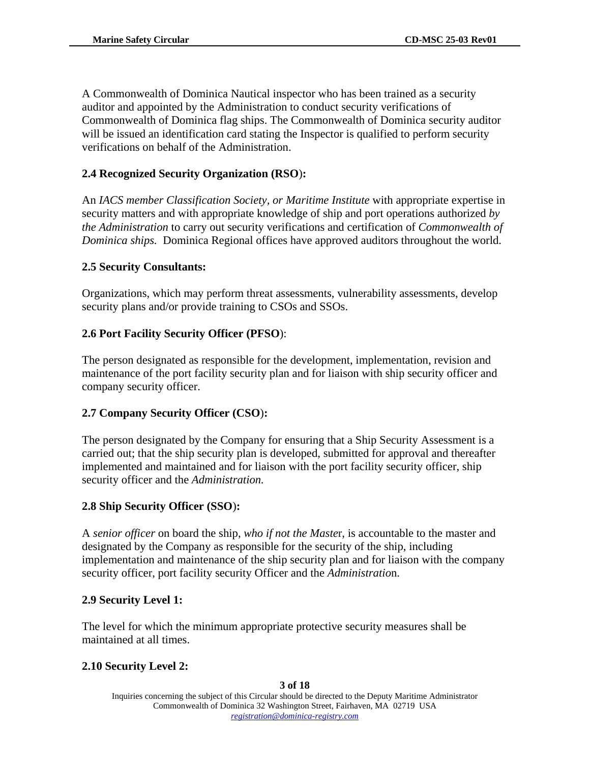A Commonwealth of Dominica Nautical inspector who has been trained as a security auditor and appointed by the Administration to conduct security verifications of Commonwealth of Dominica flag ships. The Commonwealth of Dominica security auditor will be issued an identification card stating the Inspector is qualified to perform security verifications on behalf of the Administration.

### 2.4 Recognized Security Organization (RSO):

An *IACS member Classification Society, or Maritime Institute* with appropriate expertise in security matters and with appropriate knowledge of ship and port operations authorized *by the Administration* to carry out security verifications and certification of *Commonwealth of Dominica ships.* Dominica Regional offices have approved auditors throughout the world.

### 2.5 Security Consultants:

Organizations, which may perform threat assessments, vulnerability assessments, develop security plans and/or provide training to CSOs and SSOs.

### 2.6 Port Facility Security Officer (PFSO):

The person designated as responsible for the development, implementation, revision and maintenance of the port facility security plan and for liaison with ship security officer and company security officer.

### 2.7 Company Security Officer (CSO):

The person designated by the Company for ensuring that a Ship Security Assessment is a carried out; that the ship security plan is developed, submitted for approval and thereafter implemented and maintained and for liaison with the port facility security officer, ship security officer and the *Administration.*

### 2.8 Ship Security Officer (SSO):

A *senior officer* on board the ship, *who if not the Master*, is accountable to the master and designated by the Company as responsible for the security of the ship, including implementation and maintenance of the ship security plan and for liaison with the company security officer, port facility security Officer and the *Administration*.

### 2.9 Security Level 1:

The level for which the minimum appropriate protective security measures shall be maintained at all times.

### 2.10 Security Level 2: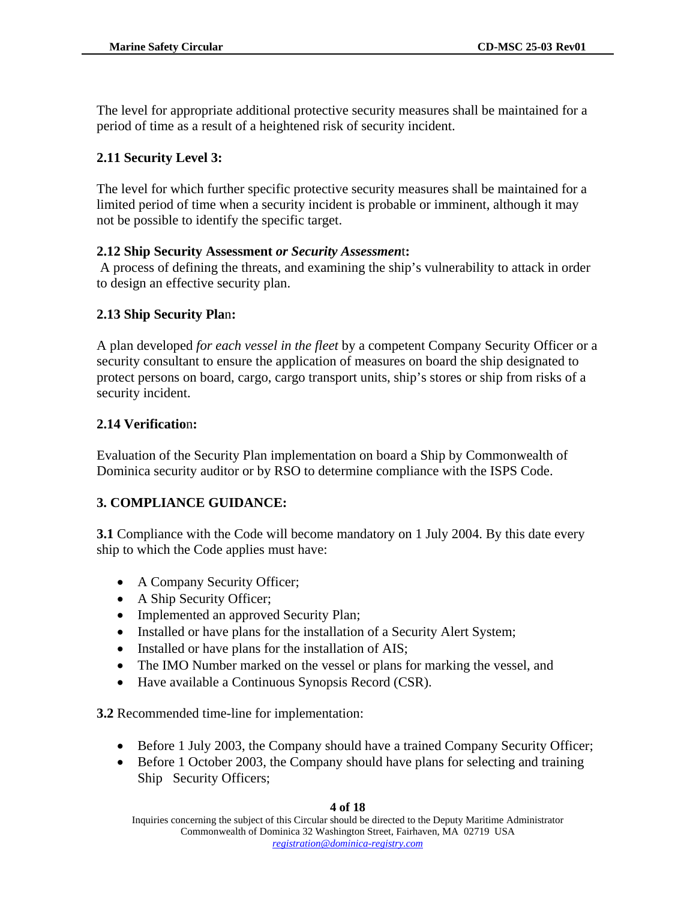The level for appropriate additional protective security measures shall be maintained for a period of time as a result of a heightened risk of security incident.

### 2.11 Security Level 3:

The level for which further specific protective security measures shall be maintained for a limited period of time when a security incident is probable or imminent, although it may not be possible to identify the specific target.

### 2.12 Ship Security Assessment *or Security Assessment*:

A process of defining the threats, and examining the ship's vulnerability to attack in order to design an effective security plan.

### 2.13 Ship Security Plan:

A plan developed *for each vessel in the fleet* by a competent Company Security Officer or a security consultant to ensure the application of measures on board the ship designated to protect persons on board, cargo, cargo transport units, ship's stores or ship from risks of a security incident.

### 2.14 Verification:

Evaluation of the Security Plan implementation on board a Ship by Commonwealth of Dominica security auditor or by RSO to determine compliance with the ISPS Code.

## 3. COMPLIANCE GUIDANCE:

**3.1** Compliance with the Code will become mandatory on 1 July 2004. By this date every ship to which the Code applies must have:

- A Company Security Officer;
- A Ship Security Officer;
- Implemented an approved Security Plan;
- Installed or have plans for the installation of a Security Alert System;
- Installed or have plans for the installation of AIS;
- The IMO Number marked on the vessel or plans for marking the vessel, and
- Have available a Continuous Synopsis Record (CSR).

**3.2** Recommended time-line for implementation:

- Before 1 July 2003, the Company should have a trained Company Security Officer;
- Before 1 October 2003, the Company should have plans for selecting and training Ship Security Officers;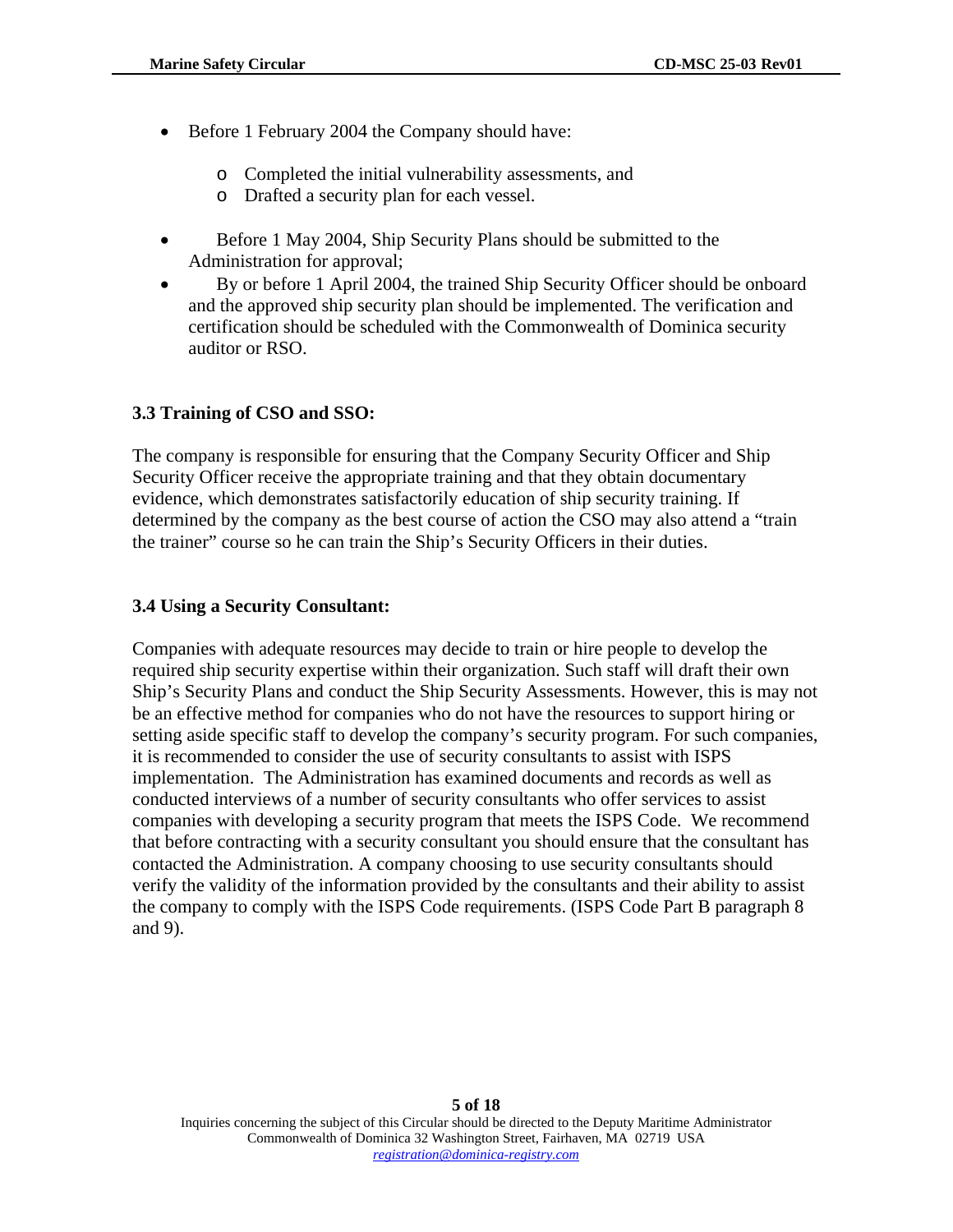- Before 1 February 2004 the Company should have:
    - Completed the initial vulnerability assessments, and
    - Drafted a security plan for each vessel.
- Before 1 May 2004, Ship Security Plans should be submitted to the Administration for approval;
- By or before 1 April 2004, the trained Ship Security Officer should be onboard and the approved ship security plan should be implemented. The verification and certification should be scheduled with the Commonwealth of Dominica security auditor or RSO.

### 3.3 Training of CSO and SSO:

The company is responsible for ensuring that the Company Security Officer and Ship Security Officer receive the appropriate training and that they obtain documentary evidence, which demonstrates satisfactorily education of ship security training. If determined by the company as the best course of action the CSO may also attend a "train the trainer" course so he can train the Ship's Security Officers in their duties.

### 3.4 Using a Security Consultant:

Companies with adequate resources may decide to train or hire people to develop the required ship security expertise within their organization. Such staff will draft their own Ship's Security Plans and conduct the Ship Security Assessments. However, this is may not be an effective method for companies who do not have the resources to support hiring or setting aside specific staff to develop the company's security program. For such companies, it is recommended to consider the use of security consultants to assist with ISPS implementation. The Administration has examined documents and records as well as conducted interviews of a number of security consultants who offer services to assist companies with developing a security program that meets the ISPS Code. We recommend that before contracting with a security consultant you should ensure that the consultant has contacted the Administration. A company choosing to use security consultants should verify the validity of the information provided by the consultants and their ability to assist the company to comply with the ISPS Code requirements. (ISPS Code Part B paragraph 8 and 9).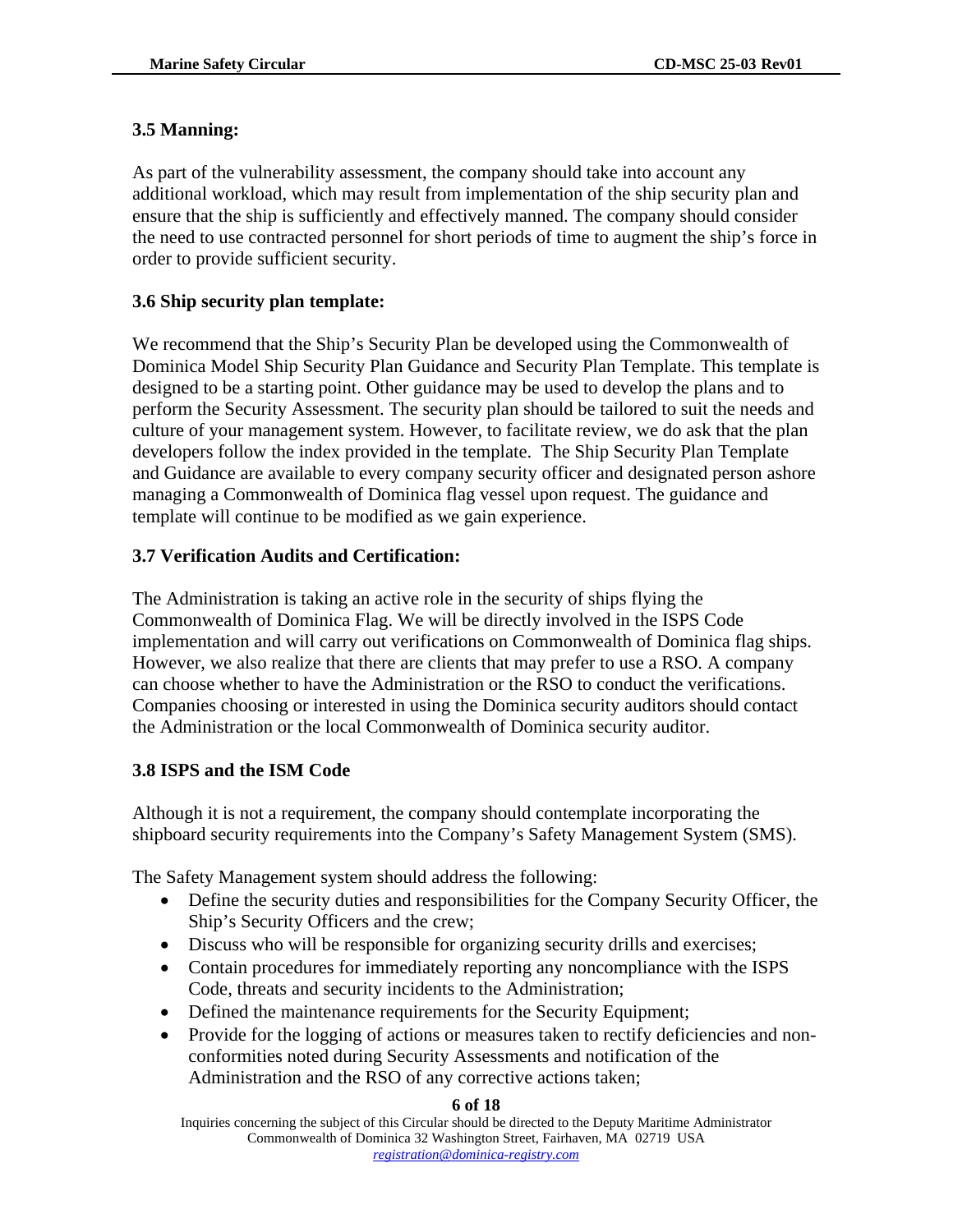### 3.5 Manning:

As part of the vulnerability assessment, the company should take into account any additional workload, which may result from implementation of the ship security plan and ensure that the ship is sufficiently and effectively manned. The company should consider the need to use contracted personnel for short periods of time to augment the ship's force in order to provide sufficient security.

### 3.6 Ship security plan template:

We recommend that the Ship's Security Plan be developed using the Commonwealth of Dominica Model Ship Security Plan Guidance and Security Plan Template. This template is designed to be a starting point. Other guidance may be used to develop the plans and to perform the Security Assessment. The security plan should be tailored to suit the needs and culture of your management system. However, to facilitate review, we do ask that the plan developers follow the index provided in the template. The Ship Security Plan Template and Guidance are available to every company security officer and designated person ashore managing a Commonwealth of Dominica flag vessel upon request. The guidance and template will continue to be modified as we gain experience.

### 3.7 Verification Audits and Certification:

The Administration is taking an active role in the security of ships flying the Commonwealth of Dominica Flag. We will be directly involved in the ISPS Code implementation and will carry out verifications on Commonwealth of Dominica flag ships. However, we also realize that there are clients that may prefer to use a RSO. A company can choose whether to have the Administration or the RSO to conduct the verifications. Companies choosing or interested in using the Dominica security auditors should contact the Administration or the local Commonwealth of Dominica security auditor.

### 3.8 ISPS and the ISM Code

Although it is not a requirement, the company should contemplate incorporating the shipboard security requirements into the Company's Safety Management System (SMS).

The Safety Management system should address the following:

- Define the security duties and responsibilities for the Company Security Officer, the Ship's Security Officers and the crew;
- Discuss who will be responsible for organizing security drills and exercises;
- Contain procedures for immediately reporting any noncompliance with the ISPS Code, threats and security incidents to the Administration;
- Defined the maintenance requirements for the Security Equipment;
- Provide for the logging of actions or measures taken to rectify deficiencies and non-conformities noted during Security Assessments and notification of the Administration and the RSO of any corrective actions taken;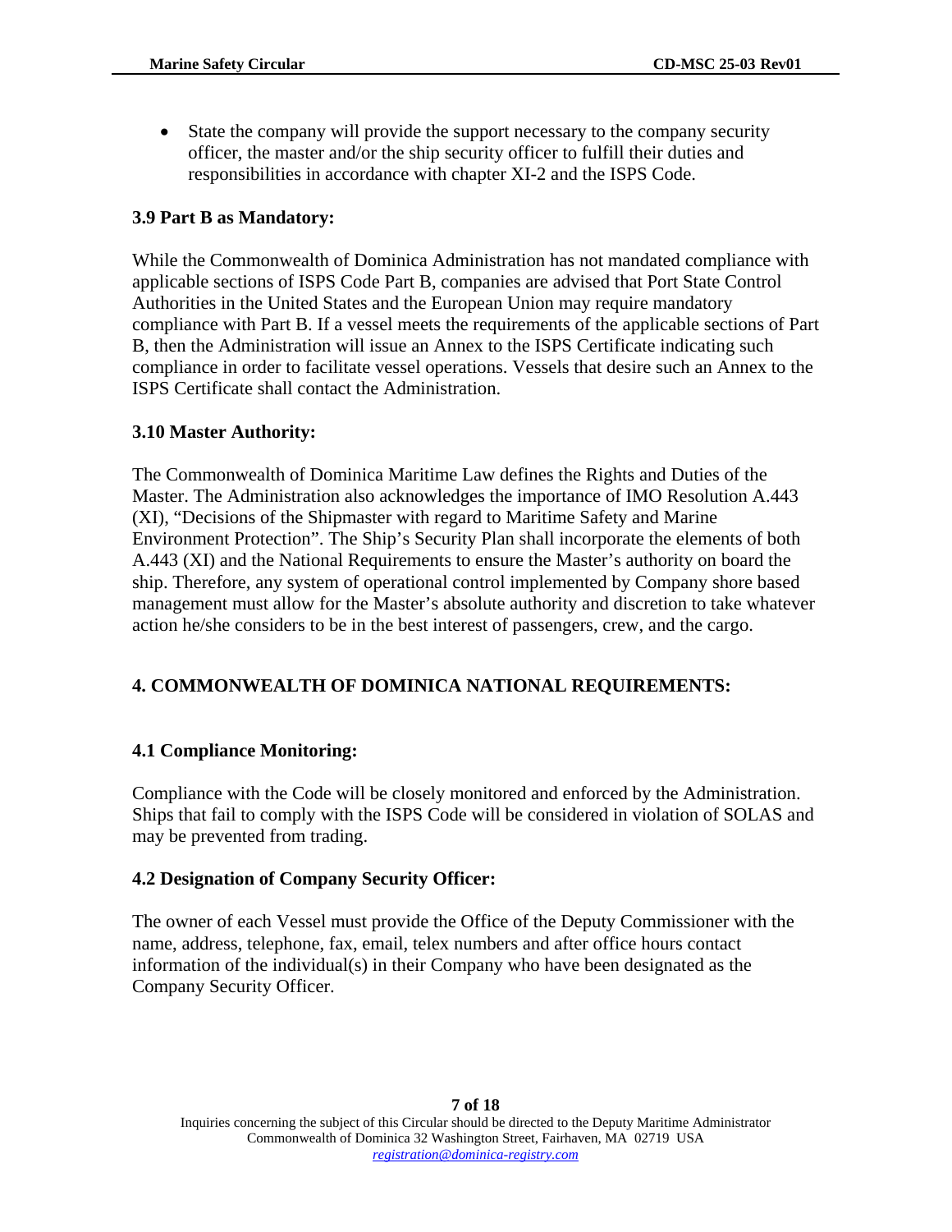- State the company will provide the support necessary to the company security officer, the master and/or the ship security officer to fulfill their duties and responsibilities in accordance with chapter XI-2 and the ISPS Code.

### 3.9 Part B as Mandatory:

While the Commonwealth of Dominica Administration has not mandated compliance with applicable sections of ISPS Code Part B, companies are advised that Port State Control Authorities in the United States and the European Union may require mandatory compliance with Part B. If a vessel meets the requirements of the applicable sections of Part B, then the Administration will issue an Annex to the ISPS Certificate indicating such compliance in order to facilitate vessel operations. Vessels that desire such an Annex to the ISPS Certificate shall contact the Administration.

### 3.10 Master Authority:

The Commonwealth of Dominica Maritime Law defines the Rights and Duties of the Master. The Administration also acknowledges the importance of IMO Resolution A.443 (XI), "Decisions of the Shipmaster with regard to Maritime Safety and Marine Environment Protection". The Ship's Security Plan shall incorporate the elements of both A.443 (XI) and the National Requirements to ensure the Master's authority on board the ship. Therefore, any system of operational control implemented by Company shore based management must allow for the Master's absolute authority and discretion to take whatever action he/she considers to be in the best interest of passengers, crew, and the cargo.

## 4. COMMONWEALTH OF DOMINICA NATIONAL REQUIREMENTS:

### 4.1 Compliance Monitoring:

Compliance with the Code will be closely monitored and enforced by the Administration. Ships that fail to comply with the ISPS Code will be considered in violation of SOLAS and may be prevented from trading.

### 4.2 Designation of Company Security Officer:

The owner of each Vessel must provide the Office of the Deputy Commissioner with the name, address, telephone, fax, email, telex numbers and after office hours contact information of the individual(s) in their Company who have been designated as the Company Security Officer.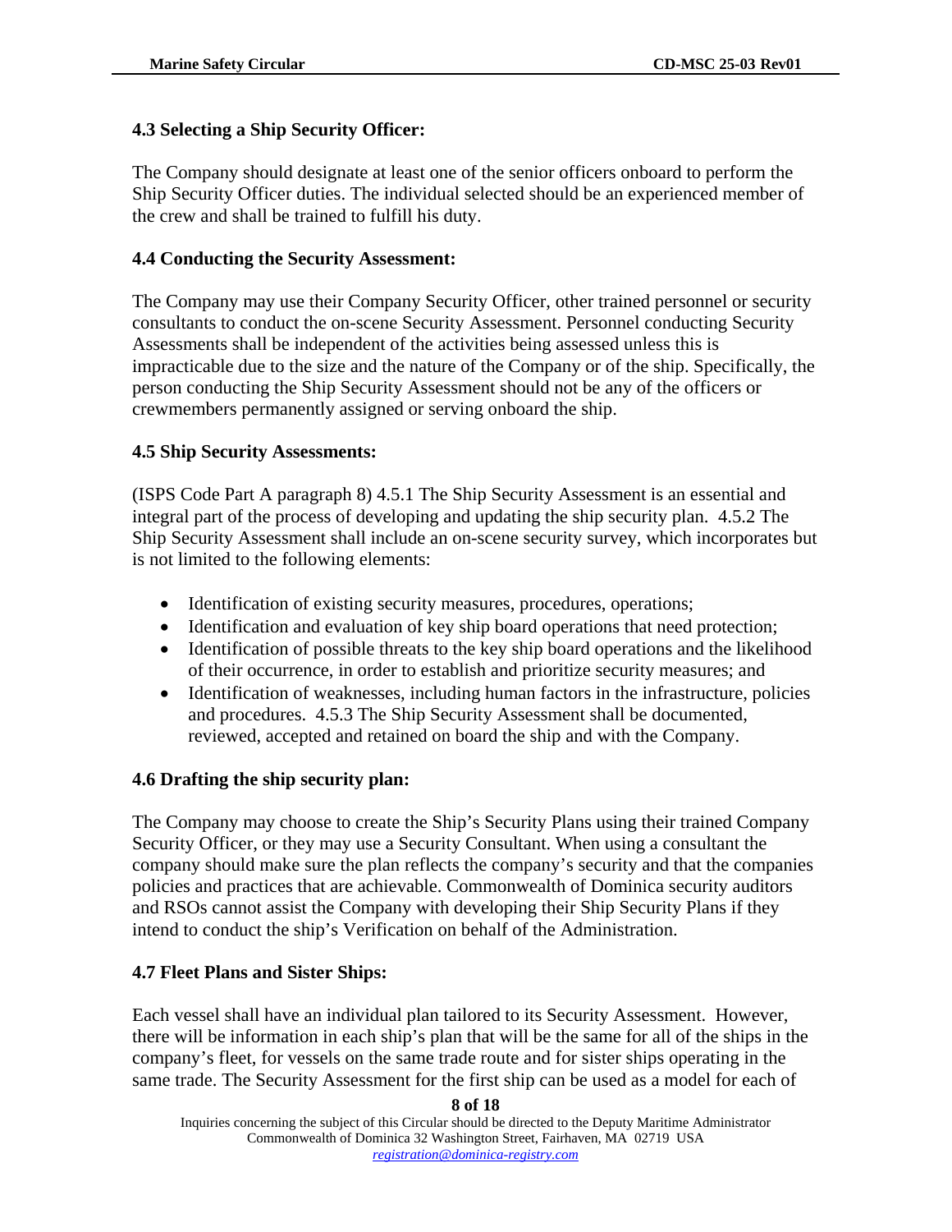### 4.3 Selecting a Ship Security Officer:

The Company should designate at least one of the senior officers onboard to perform the Ship Security Officer duties. The individual selected should be an experienced member of the crew and shall be trained to fulfill his duty.

### 4.4 Conducting the Security Assessment:

The Company may use their Company Security Officer, other trained personnel or security consultants to conduct the on-scene Security Assessment. Personnel conducting Security Assessments shall be independent of the activities being assessed unless this is impracticable due to the size and the nature of the Company or of the ship. Specifically, the person conducting the Ship Security Assessment should not be any of the officers or crewmembers permanently assigned or serving onboard the ship.

### 4.5 Ship Security Assessments:

(ISPS Code Part A paragraph 8) 4.5.1 The Ship Security Assessment is an essential and integral part of the process of developing and updating the ship security plan. 4.5.2 The Ship Security Assessment shall include an on-scene security survey, which incorporates but is not limited to the following elements:

- Identification of existing security measures, procedures, operations;
- Identification and evaluation of key ship board operations that need protection;
- Identification of possible threats to the key ship board operations and the likelihood of their occurrence, in order to establish and prioritize security measures; and
- Identification of weaknesses, including human factors in the infrastructure, policies and procedures. 4.5.3 The Ship Security Assessment shall be documented, reviewed, accepted and retained on board the ship and with the Company.

### 4.6 Drafting the ship security plan:

The Company may choose to create the Ship's Security Plans using their trained Company Security Officer, or they may use a Security Consultant. When using a consultant the company should make sure the plan reflects the company's security and that the companies policies and practices that are achievable. Commonwealth of Dominica security auditors and RSOs cannot assist the Company with developing their Ship Security Plans if they intend to conduct the ship's Verification on behalf of the Administration.

### 4.7 Fleet Plans and Sister Ships:

Each vessel shall have an individual plan tailored to its Security Assessment. However, there will be information in each ship's plan that will be the same for all of the ships in the company's fleet, for vessels on the same trade route and for sister ships operating in the same trade. The Security Assessment for the first ship can be used as a model for each of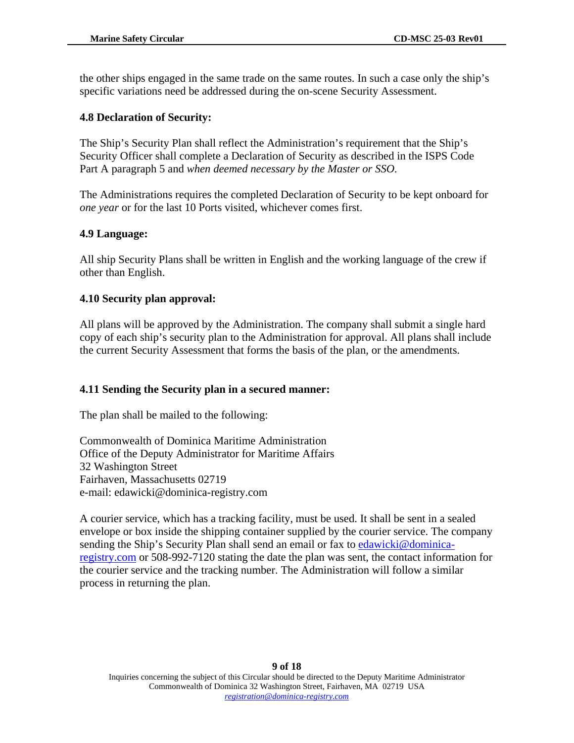the other ships engaged in the same trade on the same routes. In such a case only the ship's specific variations need be addressed during the on-scene Security Assessment.

### 4.8 Declaration of Security:

The Ship's Security Plan shall reflect the Administration's requirement that the Ship's Security Officer shall complete a Declaration of Security as described in the ISPS Code Part A paragraph 5 and *when deemed necessary by the Master or SSO.*

The Administrations requires the completed Declaration of Security to be kept onboard for *one year* or for the last 10 Ports visited, whichever comes first.

### 4.9 Language:

All ship Security Plans shall be written in English and the working language of the crew if other than English.

### 4.10 Security plan approval:

All plans will be approved by the Administration. The company shall submit a single hard copy of each ship's security plan to the Administration for approval. All plans shall include the current Security Assessment that forms the basis of the plan, or the amendments.

### 4.11 Sending the Security plan in a secured manner:

The plan shall be mailed to the following:

Commonwealth of Dominica Maritime Administration
Office of the Deputy Administrator for Maritime Affairs
32 Washington Street
Fairhaven, Massachusetts 02719
e-mail: edawicki@dominica-registry.com

A courier service, which has a tracking facility, must be used. It shall be sent in a sealed envelope or box inside the shipping container supplied by the courier service. The company sending the Ship's Security Plan shall send an email or fax to edawicki@dominica-registry.com or 508-992-7120 stating the date the plan was sent, the contact information for the courier service and the tracking number. The Administration will follow a similar process in returning the plan.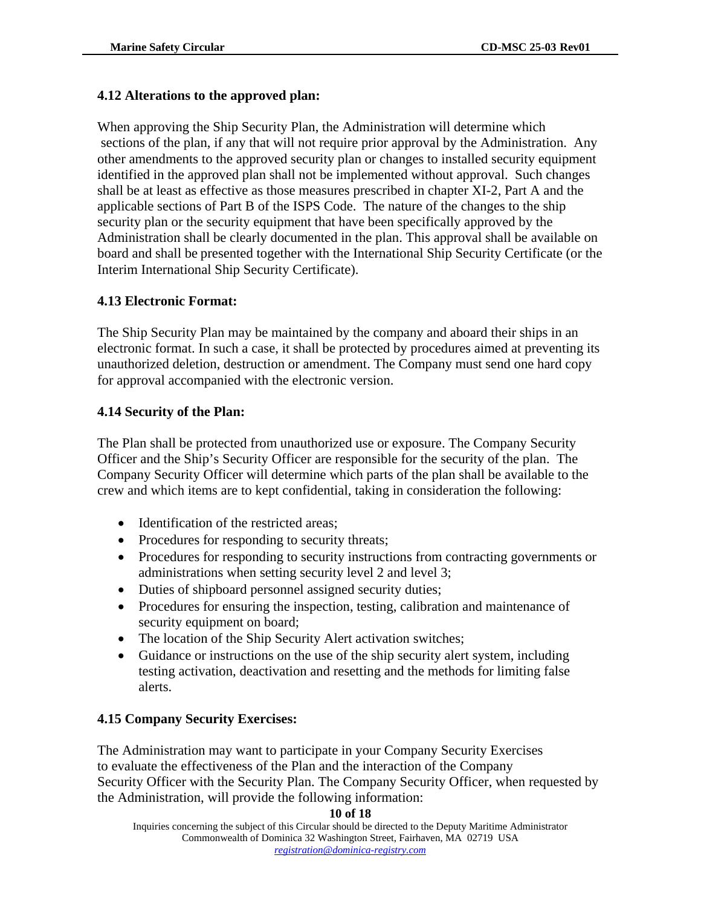### 4.12 Alterations to the approved plan:

When approving the Ship Security Plan, the Administration will determine which sections of the plan, if any that will not require prior approval by the Administration. Any other amendments to the approved security plan or changes to installed security equipment identified in the approved plan shall not be implemented without approval. Such changes shall be at least as effective as those measures prescribed in chapter XI-2, Part A and the applicable sections of Part B of the ISPS Code. The nature of the changes to the ship security plan or the security equipment that have been specifically approved by the Administration shall be clearly documented in the plan. This approval shall be available on board and shall be presented together with the International Ship Security Certificate (or the Interim International Ship Security Certificate).

### 4.13 Electronic Format:

The Ship Security Plan may be maintained by the company and aboard their ships in an electronic format. In such a case, it shall be protected by procedures aimed at preventing its unauthorized deletion, destruction or amendment. The Company must send one hard copy for approval accompanied with the electronic version.

### 4.14 Security of the Plan:

The Plan shall be protected from unauthorized use or exposure. The Company Security Officer and the Ship's Security Officer are responsible for the security of the plan. The Company Security Officer will determine which parts of the plan shall be available to the crew and which items are to kept confidential, taking in consideration the following:

- Identification of the restricted areas;
- Procedures for responding to security threats;
- Procedures for responding to security instructions from contracting governments or administrations when setting security level 2 and level 3;
- Duties of shipboard personnel assigned security duties;
- Procedures for ensuring the inspection, testing, calibration and maintenance of security equipment on board;
- The location of the Ship Security Alert activation switches;
- Guidance or instructions on the use of the ship security alert system, including testing activation, deactivation and resetting and the methods for limiting false alerts.

### 4.15 Company Security Exercises:

The Administration may want to participate in your Company Security Exercises to evaluate the effectiveness of the Plan and the interaction of the Company Security Officer with the Security Plan. The Company Security Officer, when requested by the Administration, will provide the following information: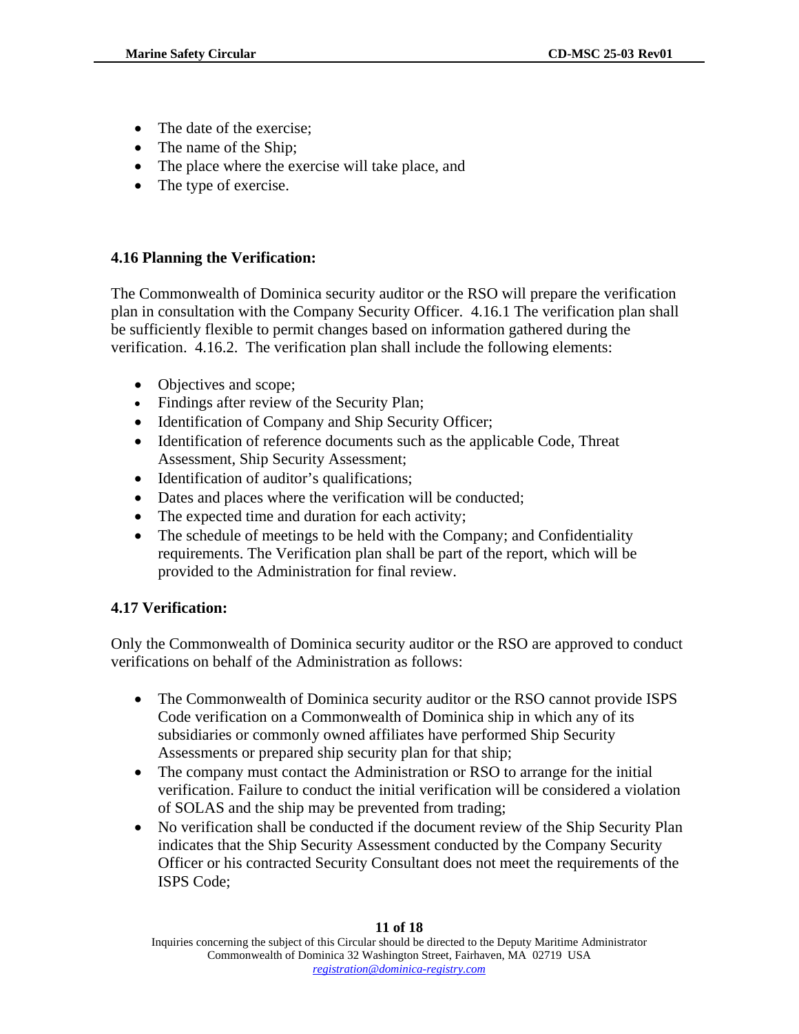- The date of the exercise;
- The name of the Ship;
- The place where the exercise will take place, and
- The type of exercise.

### 4.16 Planning the Verification:

The Commonwealth of Dominica security auditor or the RSO will prepare the verification plan in consultation with the Company Security Officer. 4.16.1 The verification plan shall be sufficiently flexible to permit changes based on information gathered during the verification. 4.16.2. The verification plan shall include the following elements:

- Objectives and scope;
- Findings after review of the Security Plan;
- Identification of Company and Ship Security Officer;
- Identification of reference documents such as the applicable Code, Threat Assessment, Ship Security Assessment;
- Identification of auditor's qualifications;
- Dates and places where the verification will be conducted;
- The expected time and duration for each activity;
- The schedule of meetings to be held with the Company; and Confidentiality requirements. The Verification plan shall be part of the report, which will be provided to the Administration for final review.

### 4.17 Verification:

Only the Commonwealth of Dominica security auditor or the RSO are approved to conduct verifications on behalf of the Administration as follows:

- The Commonwealth of Dominica security auditor or the RSO cannot provide ISPS Code verification on a Commonwealth of Dominica ship in which any of its subsidiaries or commonly owned affiliates have performed Ship Security Assessments or prepared ship security plan for that ship;
- The company must contact the Administration or RSO to arrange for the initial verification. Failure to conduct the initial verification will be considered a violation of SOLAS and the ship may be prevented from trading;
- No verification shall be conducted if the document review of the Ship Security Plan indicates that the Ship Security Assessment conducted by the Company Security Officer or his contracted Security Consultant does not meet the requirements of the ISPS Code;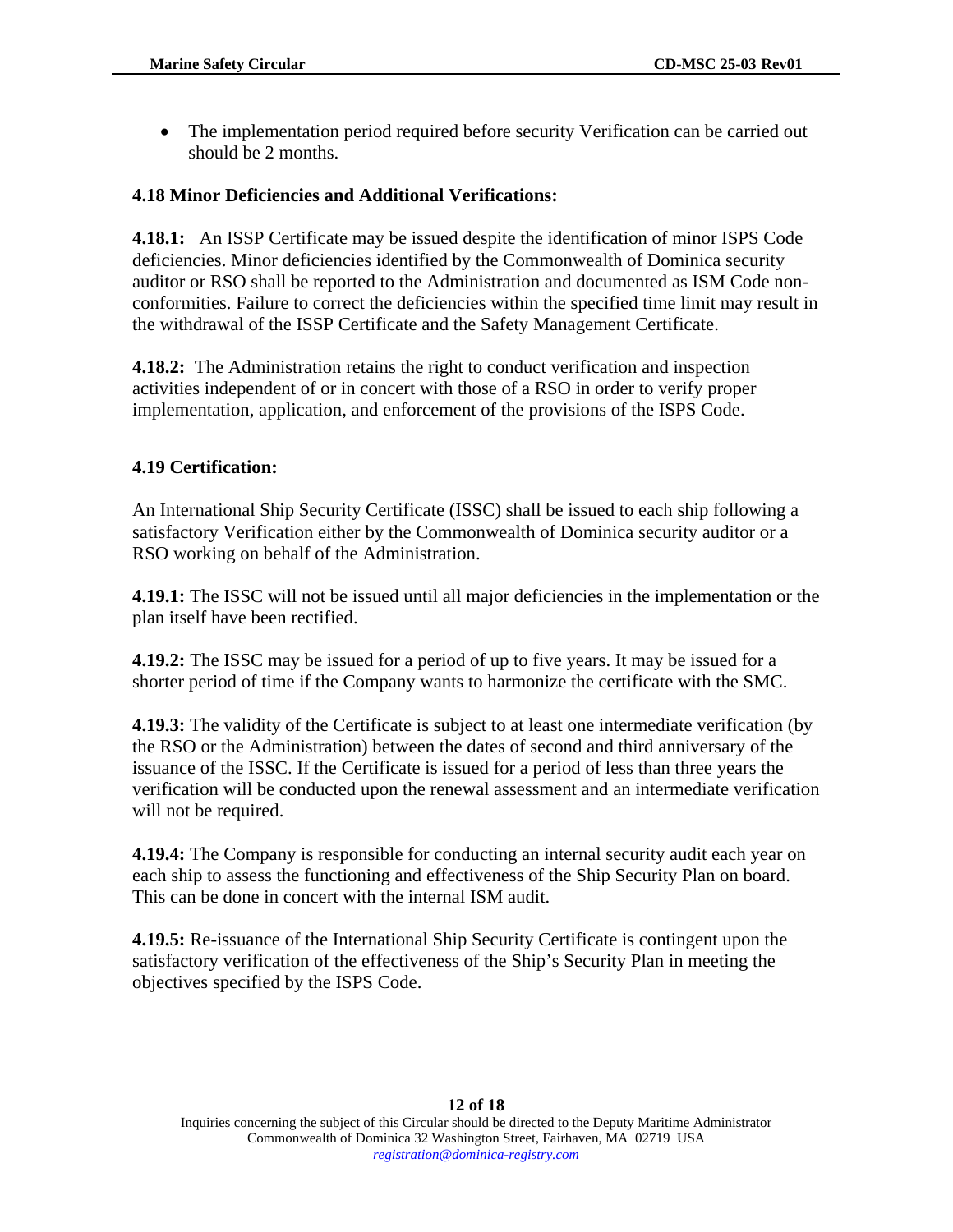- The implementation period required before security Verification can be carried out should be 2 months.

### 4.18 Minor Deficiencies and Additional Verifications:

**4.18.1:** An ISSP Certificate may be issued despite the identification of minor ISPS Code deficiencies. Minor deficiencies identified by the Commonwealth of Dominica security auditor or RSO shall be reported to the Administration and documented as ISM Code non-conformities. Failure to correct the deficiencies within the specified time limit may result in the withdrawal of the ISSP Certificate and the Safety Management Certificate.

**4.18.2:** The Administration retains the right to conduct verification and inspection activities independent of or in concert with those of a RSO in order to verify proper implementation, application, and enforcement of the provisions of the ISPS Code.

### 4.19 Certification:

An International Ship Security Certificate (ISSC) shall be issued to each ship following a satisfactory Verification either by the Commonwealth of Dominica security auditor or a RSO working on behalf of the Administration.

**4.19.1:** The ISSC will not be issued until all major deficiencies in the implementation or the plan itself have been rectified.

**4.19.2:** The ISSC may be issued for a period of up to five years. It may be issued for a shorter period of time if the Company wants to harmonize the certificate with the SMC.

**4.19.3:** The validity of the Certificate is subject to at least one intermediate verification (by the RSO or the Administration) between the dates of second and third anniversary of the issuance of the ISSC. If the Certificate is issued for a period of less than three years the verification will be conducted upon the renewal assessment and an intermediate verification will not be required.

**4.19.4:** The Company is responsible for conducting an internal security audit each year on each ship to assess the functioning and effectiveness of the Ship Security Plan on board. This can be done in concert with the internal ISM audit.

**4.19.5:** Re-issuance of the International Ship Security Certificate is contingent upon the satisfactory verification of the effectiveness of the Ship's Security Plan in meeting the objectives specified by the ISPS Code.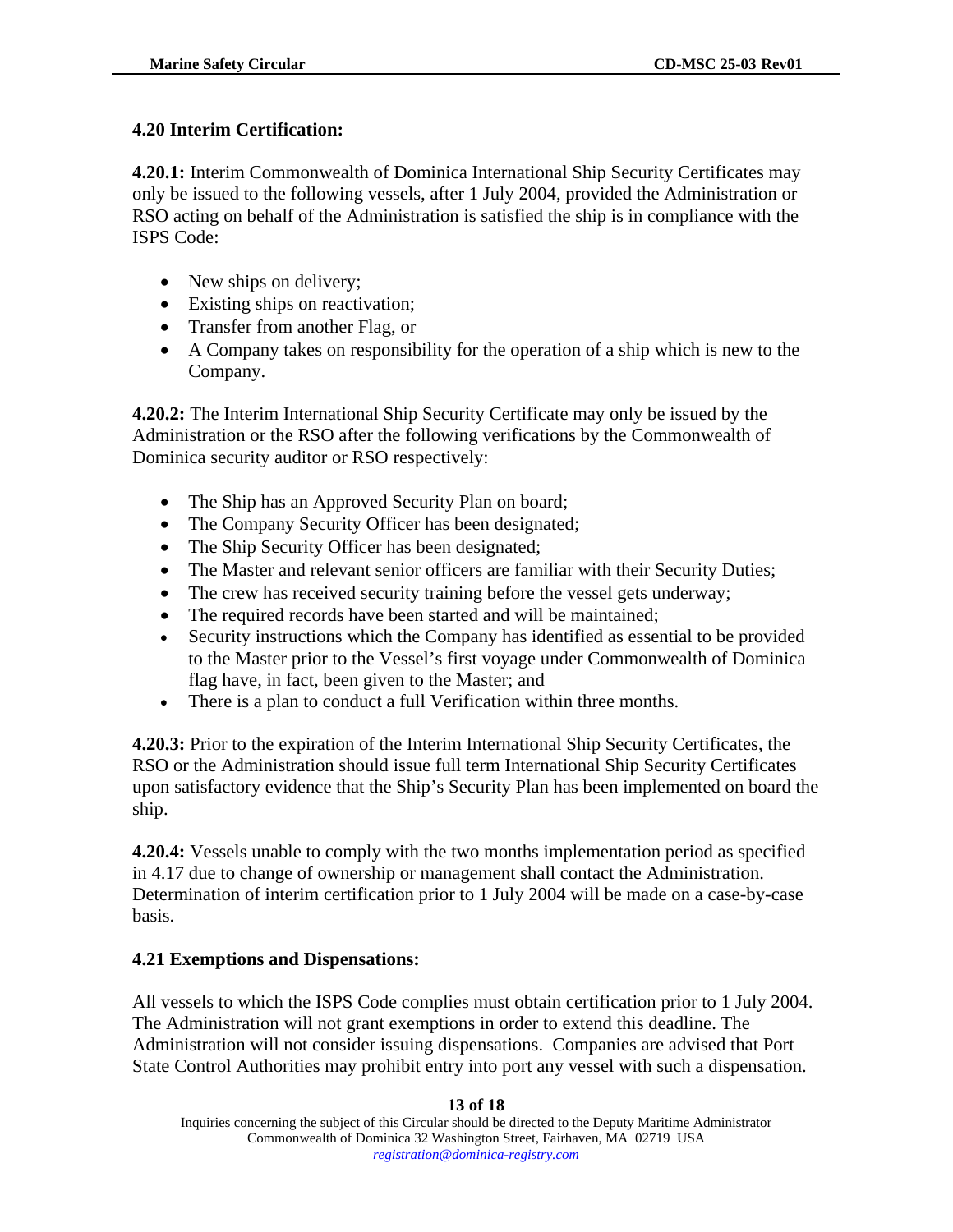### 4.20 Interim Certification:

**4.20.1:** Interim Commonwealth of Dominica International Ship Security Certificates may only be issued to the following vessels, after 1 July 2004, provided the Administration or RSO acting on behalf of the Administration is satisfied the ship is in compliance with the ISPS Code:

- New ships on delivery;
- Existing ships on reactivation;
- Transfer from another Flag, or
- A Company takes on responsibility for the operation of a ship which is new to the Company.

**4.20.2:** The Interim International Ship Security Certificate may only be issued by the Administration or the RSO after the following verifications by the Commonwealth of Dominica security auditor or RSO respectively:

- The Ship has an Approved Security Plan on board;
- The Company Security Officer has been designated;
- The Ship Security Officer has been designated;
- The Master and relevant senior officers are familiar with their Security Duties;
- The crew has received security training before the vessel gets underway;
- The required records have been started and will be maintained;
- Security instructions which the Company has identified as essential to be provided to the Master prior to the Vessel's first voyage under Commonwealth of Dominica flag have, in fact, been given to the Master; and
- There is a plan to conduct a full Verification within three months.

**4.20.3:** Prior to the expiration of the Interim International Ship Security Certificates, the RSO or the Administration should issue full term International Ship Security Certificates upon satisfactory evidence that the Ship's Security Plan has been implemented on board the ship.

**4.20.4:** Vessels unable to comply with the two months implementation period as specified in 4.17 due to change of ownership or management shall contact the Administration. Determination of interim certification prior to 1 July 2004 will be made on a case-by-case basis.

### 4.21 Exemptions and Dispensations:

All vessels to which the ISPS Code complies must obtain certification prior to 1 July 2004. The Administration will not grant exemptions in order to extend this deadline. The Administration will not consider issuing dispensations. Companies are advised that Port State Control Authorities may prohibit entry into port any vessel with such a dispensation.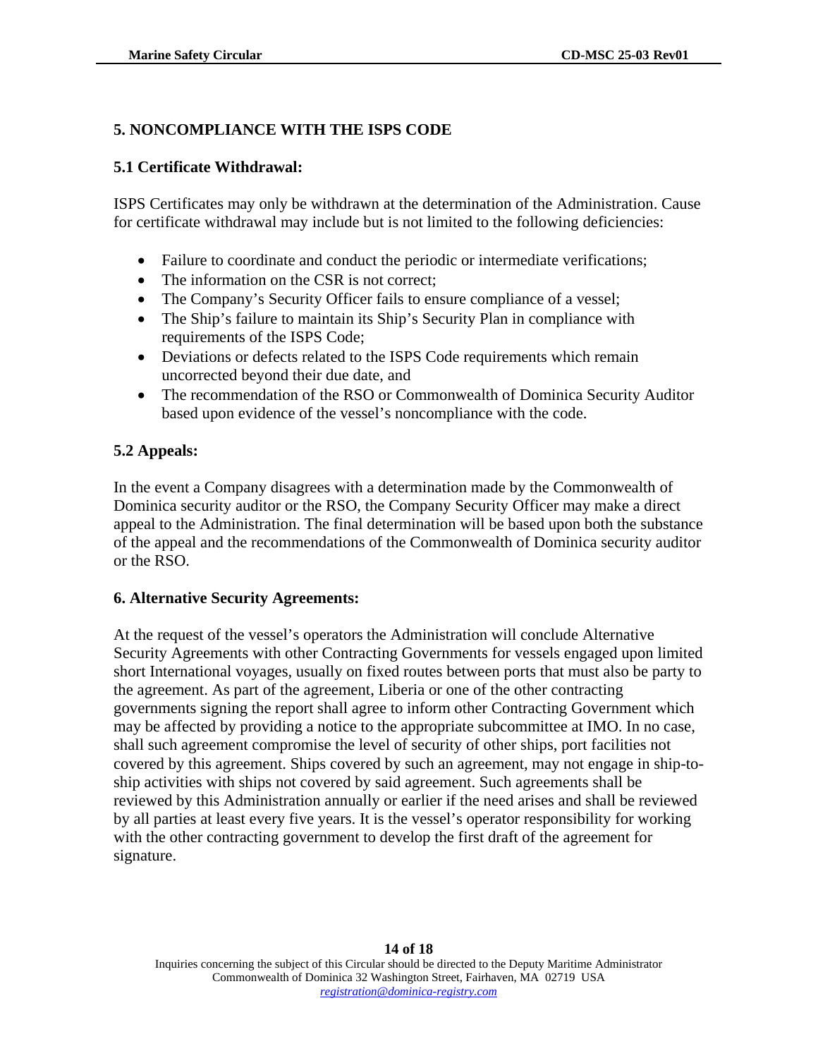## 5. NONCOMPLIANCE WITH THE ISPS CODE

### 5.1 Certificate Withdrawal:

ISPS Certificates may only be withdrawn at the determination of the Administration. Cause for certificate withdrawal may include but is not limited to the following deficiencies:

- Failure to coordinate and conduct the periodic or intermediate verifications;
- The information on the CSR is not correct;
- The Company's Security Officer fails to ensure compliance of a vessel;
- The Ship's failure to maintain its Ship's Security Plan in compliance with requirements of the ISPS Code;
- Deviations or defects related to the ISPS Code requirements which remain uncorrected beyond their due date, and
- The recommendation of the RSO or Commonwealth of Dominica Security Auditor based upon evidence of the vessel's noncompliance with the code.

### 5.2 Appeals:

In the event a Company disagrees with a determination made by the Commonwealth of Dominica security auditor or the RSO, the Company Security Officer may make a direct appeal to the Administration. The final determination will be based upon both the substance of the appeal and the recommendations of the Commonwealth of Dominica security auditor or the RSO.

## 6. Alternative Security Agreements:

At the request of the vessel's operators the Administration will conclude Alternative Security Agreements with other Contracting Governments for vessels engaged upon limited short International voyages, usually on fixed routes between ports that must also be party to the agreement. As part of the agreement, Liberia or one of the other contracting governments signing the report shall agree to inform other Contracting Government which may be affected by providing a notice to the appropriate subcommittee at IMO. In no case, shall such agreement compromise the level of security of other ships, port facilities not covered by this agreement. Ships covered by such an agreement, may not engage in ship-to-ship activities with ships not covered by said agreement. Such agreements shall be reviewed by this Administration annually or earlier if the need arises and shall be reviewed by all parties at least every five years. It is the vessel's operator responsibility for working with the other contracting government to develop the first draft of the agreement for signature.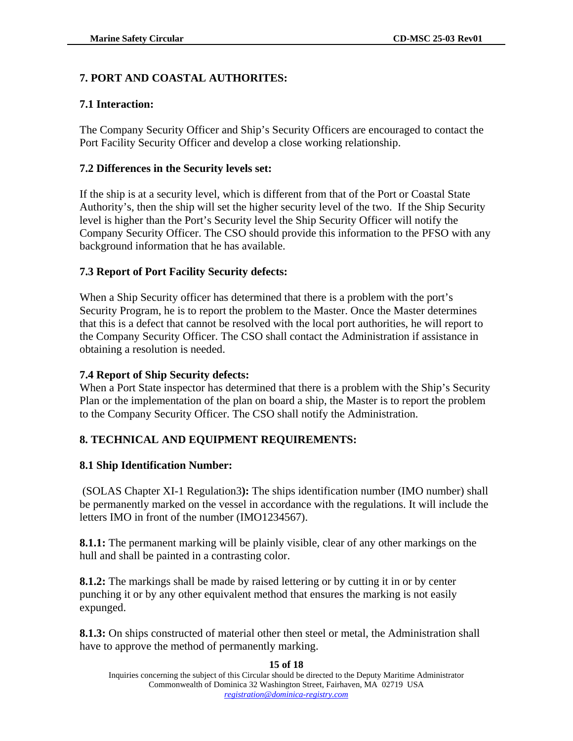## 7. PORT AND COASTAL AUTHORITES:

### 7.1 Interaction:

The Company Security Officer and Ship's Security Officers are encouraged to contact the Port Facility Security Officer and develop a close working relationship.

### 7.2 Differences in the Security levels set:

If the ship is at a security level, which is different from that of the Port or Coastal State Authority's, then the ship will set the higher security level of the two. If the Ship Security level is higher than the Port's Security level the Ship Security Officer will notify the Company Security Officer. The CSO should provide this information to the PFSO with any background information that he has available.

### 7.3 Report of Port Facility Security defects:

When a Ship Security officer has determined that there is a problem with the port's Security Program, he is to report the problem to the Master. Once the Master determines that this is a defect that cannot be resolved with the local port authorities, he will report to the Company Security Officer. The CSO shall contact the Administration if assistance in obtaining a resolution is needed.

### 7.4 Report of Ship Security defects:

When a Port State inspector has determined that there is a problem with the Ship's Security Plan or the implementation of the plan on board a ship, the Master is to report the problem to the Company Security Officer. The CSO shall notify the Administration.

## 8. TECHNICAL AND EQUIPMENT REQUIREMENTS:

### 8.1 Ship Identification Number:

(SOLAS Chapter XI-1 Regulation3**):** The ships identification number (IMO number) shall be permanently marked on the vessel in accordance with the regulations. It will include the letters IMO in front of the number (IMO1234567).

**8.1.1:** The permanent marking will be plainly visible, clear of any other markings on the hull and shall be painted in a contrasting color.

**8.1.2:** The markings shall be made by raised lettering or by cutting it in or by center punching it or by any other equivalent method that ensures the marking is not easily expunged.

**8.1.3:** On ships constructed of material other then steel or metal, the Administration shall have to approve the method of permanently marking.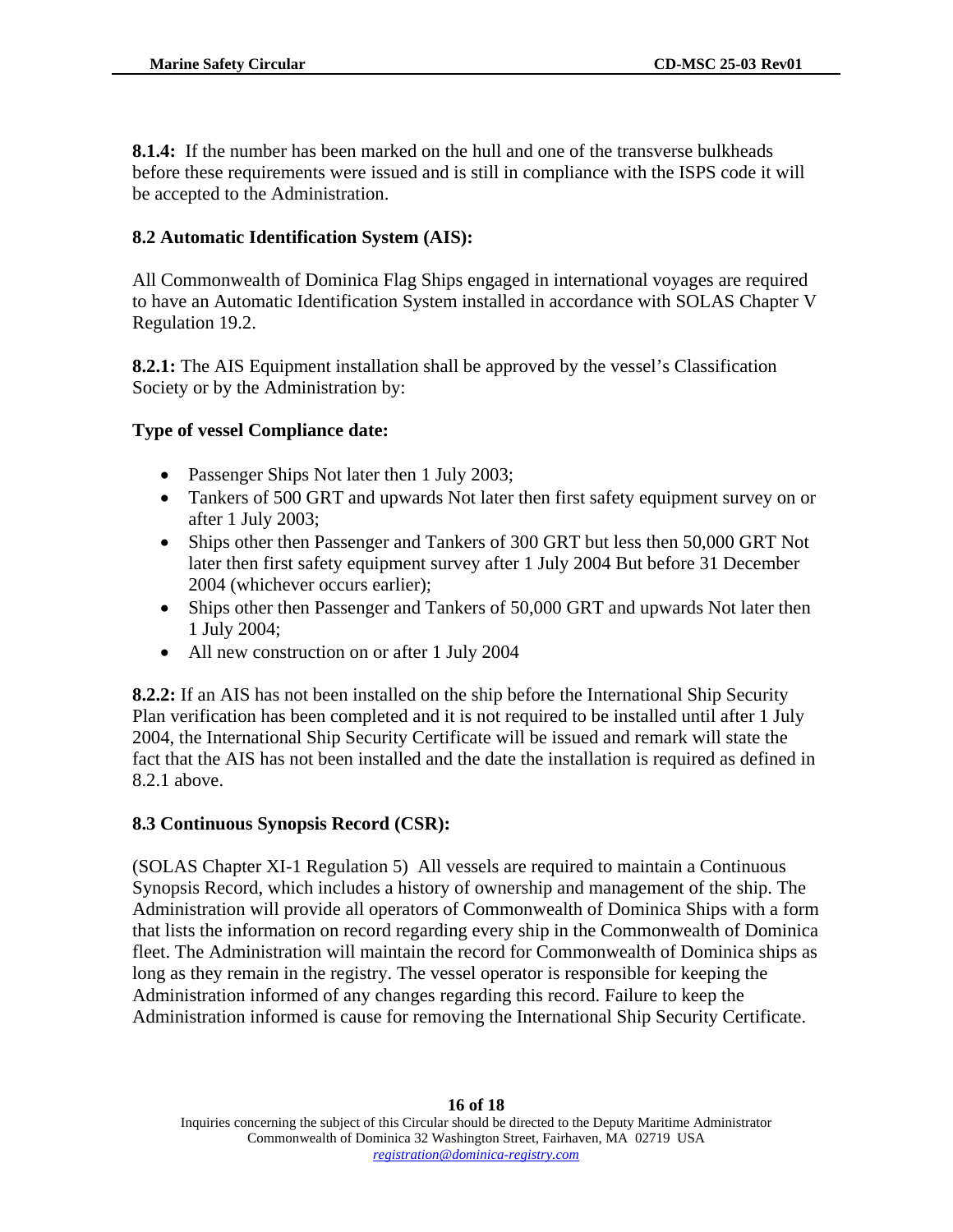**8.1.4:** If the number has been marked on the hull and one of the transverse bulkheads before these requirements were issued and is still in compliance with the ISPS code it will be accepted to the Administration.

**8.2 Automatic Identification System (AIS):**

All Commonwealth of Dominica Flag Ships engaged in international voyages are required to have an Automatic Identification System installed in accordance with SOLAS Chapter V Regulation 19.2.

**8.2.1:** The AIS Equipment installation shall be approved by the vessel's Classification Society or by the Administration by:

**Type of vessel Compliance date:**

- Passenger Ships Not later then 1 July 2003;
- Tankers of 500 GRT and upwards Not later then first safety equipment survey on or after 1 July 2003;
- Ships other then Passenger and Tankers of 300 GRT but less then 50,000 GRT Not later then first safety equipment survey after 1 July 2004 But before 31 December 2004 (whichever occurs earlier);
- Ships other then Passenger and Tankers of 50,000 GRT and upwards Not later then 1 July 2004;
- All new construction on or after 1 July 2004

**8.2.2:** If an AIS has not been installed on the ship before the International Ship Security Plan verification has been completed and it is not required to be installed until after 1 July 2004, the International Ship Security Certificate will be issued and remark will state the fact that the AIS has not been installed and the date the installation is required as defined in 8.2.1 above.

**8.3 Continuous Synopsis Record (CSR):**

(SOLAS Chapter XI-1 Regulation 5) All vessels are required to maintain a Continuous Synopsis Record, which includes a history of ownership and management of the ship. The Administration will provide all operators of Commonwealth of Dominica Ships with a form that lists the information on record regarding every ship in the Commonwealth of Dominica fleet. The Administration will maintain the record for Commonwealth of Dominica ships as long as they remain in the registry. The vessel operator is responsible for keeping the Administration informed of any changes regarding this record. Failure to keep the Administration informed is cause for removing the International Ship Security Certificate.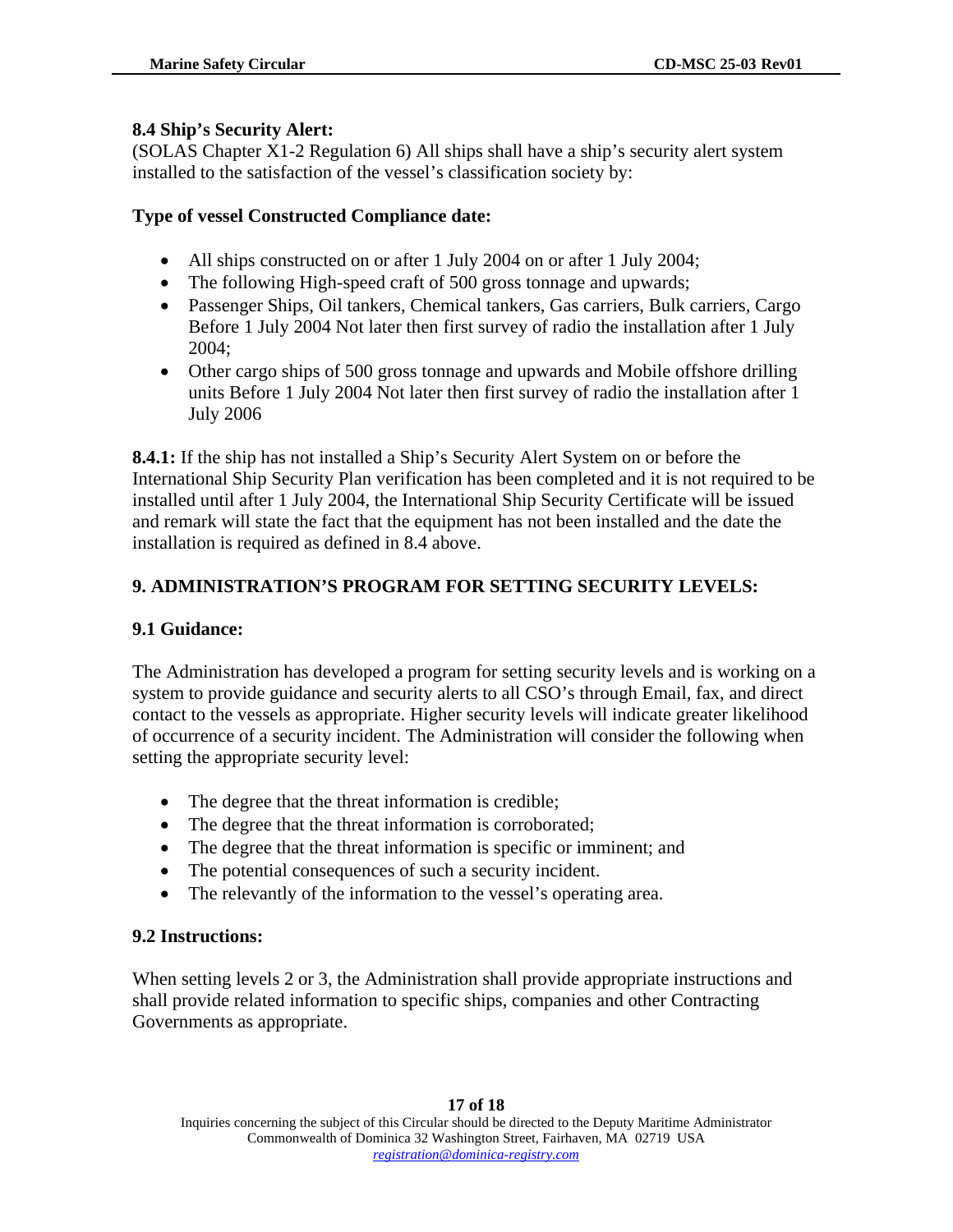**8.4 Ship's Security Alert:**
(SOLAS Chapter X1-2 Regulation 6) All ships shall have a ship's security alert system installed to the satisfaction of the vessel's classification society by:

**Type of vessel Constructed Compliance date:**

- All ships constructed on or after 1 July 2004 on or after 1 July 2004;
- The following High-speed craft of 500 gross tonnage and upwards;
- Passenger Ships, Oil tankers, Chemical tankers, Gas carriers, Bulk carriers, Cargo Before 1 July 2004 Not later then first survey of radio the installation after 1 July 2004;
- Other cargo ships of 500 gross tonnage and upwards and Mobile offshore drilling units Before 1 July 2004 Not later then first survey of radio the installation after 1 July 2006

**8.4.1:** If the ship has not installed a Ship's Security Alert System on or before the International Ship Security Plan verification has been completed and it is not required to be installed until after 1 July 2004, the International Ship Security Certificate will be issued and remark will state the fact that the equipment has not been installed and the date the installation is required as defined in 8.4 above.

## 9. ADMINISTRATION'S PROGRAM FOR SETTING SECURITY LEVELS:

### 9.1 Guidance:

The Administration has developed a program for setting security levels and is working on a system to provide guidance and security alerts to all CSO's through Email, fax, and direct contact to the vessels as appropriate. Higher security levels will indicate greater likelihood of occurrence of a security incident. The Administration will consider the following when setting the appropriate security level:

- The degree that the threat information is credible;
- The degree that the threat information is corroborated;
- The degree that the threat information is specific or imminent; and
- The potential consequences of such a security incident.
- The relevantly of the information to the vessel's operating area.

### 9.2 Instructions:

When setting levels 2 or 3, the Administration shall provide appropriate instructions and shall provide related information to specific ships, companies and other Contracting Governments as appropriate.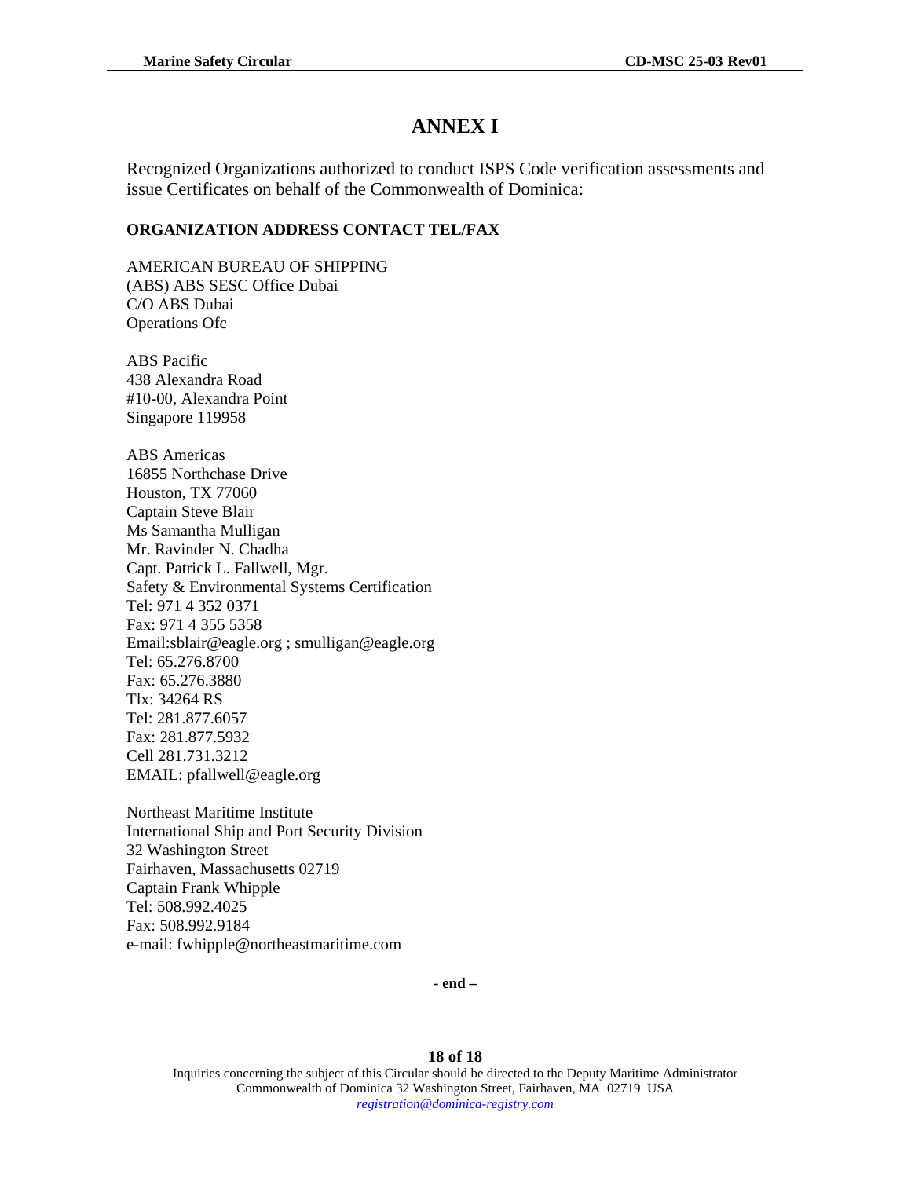# ANNEX I

Recognized Organizations authorized to conduct ISPS Code verification assessments and issue Certificates on behalf of the Commonwealth of Dominica:

**ORGANIZATION ADDRESS CONTACT TEL/FAX**

AMERICAN BUREAU OF SHIPPING
(ABS) ABS SESC Office Dubai
C/O ABS Dubai
Operations Ofc

ABS Pacific
438 Alexandra Road
#10-00, Alexandra Point
Singapore 119958

ABS Americas
16855 Northchase Drive
Houston, TX 77060
Captain Steve Blair
Ms Samantha Mulligan
Mr. Ravinder N. Chadha
Capt. Patrick L. Fallwell, Mgr.
Safety & Environmental Systems Certification
Tel: 971 4 352 0371
Fax: 971 4 355 5358
Email:sblair@eagle.org ; smulligan@eagle.org
Tel: 65.276.8700
Fax: 65.276.3880
Tlx: 34264 RS
Tel: 281.877.6057
Fax: 281.877.5932
Cell 281.731.3212
EMAIL: pfallwell@eagle.org

Northeast Maritime Institute
International Ship and Port Security Division
32 Washington Street
Fairhaven, Massachusetts 02719
Captain Frank Whipple
Tel: 508.992.4025
Fax: 508.992.9184
e-mail: fwhipple@northeastmaritime.com

**- end –**

Inquiries concerning the subject of this Circular should be directed to the Deputy Maritime Administrator
Commonwealth of Dominica 32 Washington Street, Fairhaven, MA 02719 USA
*registration@dominica-registry.com*